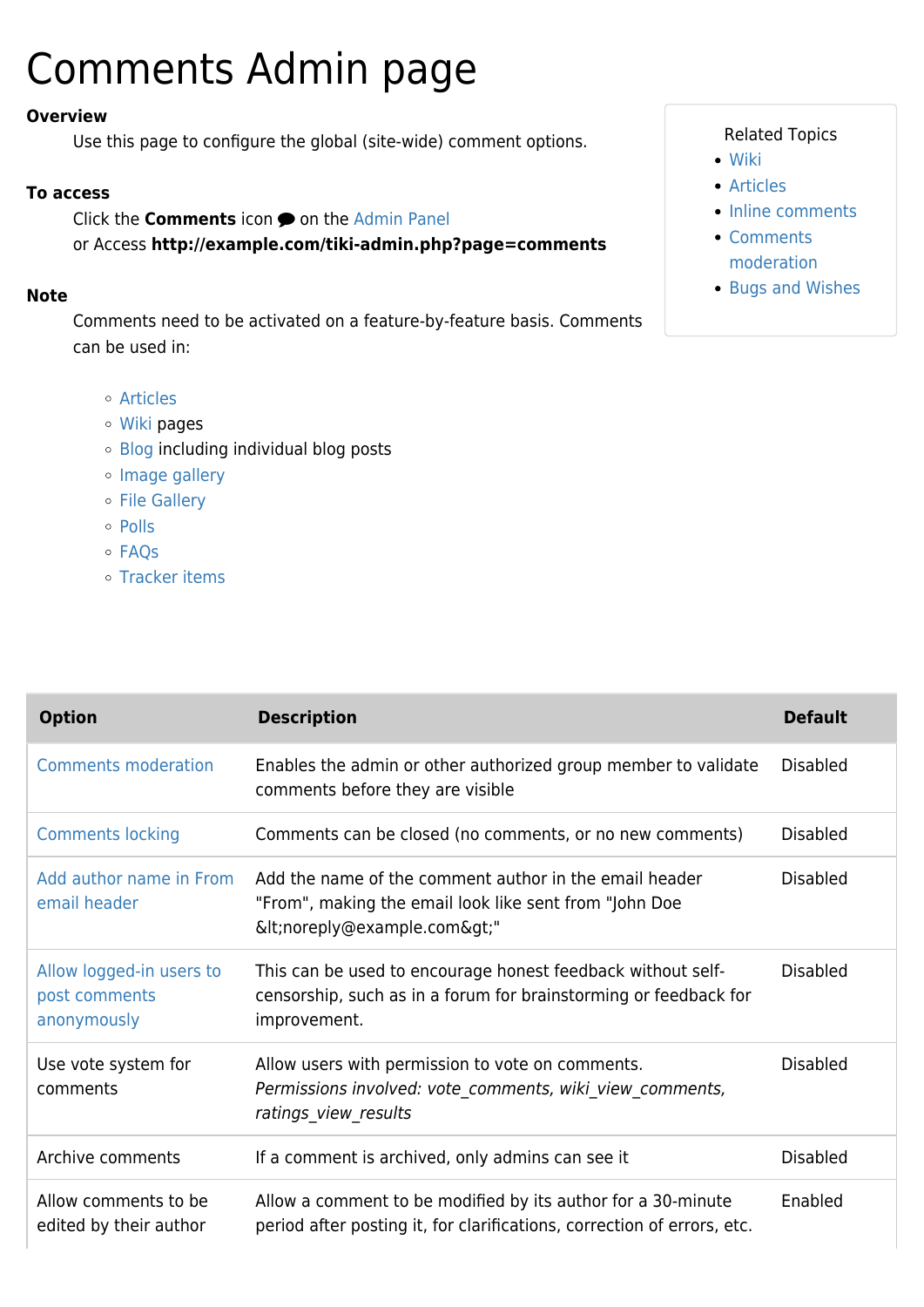# Comments Admin page

**Overview**

Use this page to configure the global (site-wide) comment options.

**To access**

Click the **Comments** icon on the Admin Panel
or Access **http://example.com/tiki-admin.php?page=comments**

**Note**

Comments need to be activated on a feature-by-feature basis. Comments can be used in:

- Articles
- Wiki pages
- Blog including individual blog posts
- Image gallery
- File Gallery
- Polls
- FAQs
- Tracker items

Related Topics

- Wiki
- Articles
- Inline comments
- Comments moderation
- Bugs and Wishes

| Option | Description | Default |
|---|---|---|
| Comments moderation | Enables the admin or other authorized group member to validate comments before they are visible | Disabled |
| Comments locking | Comments can be closed (no comments, or no new comments) | Disabled |
| Add author name in From email header | Add the name of the comment author in the email header "From", making the email look like sent from "John Doe &lt;noreply@example.com&gt;" | Disabled |
| Allow logged-in users to post comments anonymously | This can be used to encourage honest feedback without self-censorship, such as in a forum for brainstorming or feedback for improvement. | Disabled |
| Use vote system for comments | Allow users with permission to vote on comments. *Permissions involved: vote_comments, wiki_view_comments, ratings_view_results* | Disabled |
| Archive comments | If a comment is archived, only admins can see it | Disabled |
| Allow comments to be edited by their author | Allow a comment to be modified by its author for a 30-minute period after posting it, for clarifications, correction of errors, etc. | Enabled |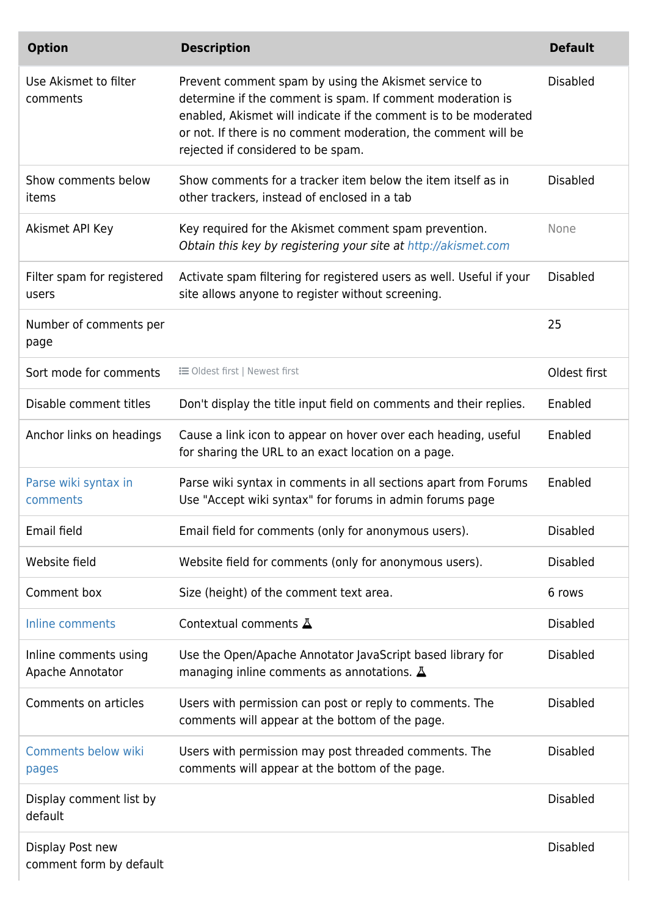| Option | Description | Default |
| --- | --- | --- |
| Use Akismet to filter comments | Prevent comment spam by using the Akismet service to determine if the comment is spam. If comment moderation is enabled, Akismet will indicate if the comment is to be moderated or not. If there is no comment moderation, the comment will be rejected if considered to be spam. | Disabled |
| Show comments below items | Show comments for a tracker item below the item itself as in other trackers, instead of enclosed in a tab | Disabled |
| Akismet API Key | Key required for the Akismet comment spam prevention. *Obtain this key by registering your site at http://akismet.com* | None |
| Filter spam for registered users | Activate spam filtering for registered users as well. Useful if your site allows anyone to register without screening. | Disabled |
| Number of comments per page | | 25 |
| Sort mode for comments | Oldest first \| Newest first | Oldest first |
| Disable comment titles | Don't display the title input field on comments and their replies. | Enabled |
| Anchor links on headings | Cause a link icon to appear on hover over each heading, useful for sharing the URL to an exact location on a page. | Enabled |
| Parse wiki syntax in comments | Parse wiki syntax in comments in all sections apart from Forums Use "Accept wiki syntax" for forums in admin forums page | Enabled |
| Email field | Email field for comments (only for anonymous users). | Disabled |
| Website field | Website field for comments (only for anonymous users). | Disabled |
| Comment box | Size (height) of the comment text area. | 6 rows |
| Inline comments | Contextual comments | Disabled |
| Inline comments using Apache Annotator | Use the Open/Apache Annotator JavaScript based library for managing inline comments as annotations. | Disabled |
| Comments on articles | Users with permission can post or reply to comments. The comments will appear at the bottom of the page. | Disabled |
| Comments below wiki pages | Users with permission may post threaded comments. The comments will appear at the bottom of the page. | Disabled |
| Display comment list by default | | Disabled |
| Display Post new comment form by default | | Disabled |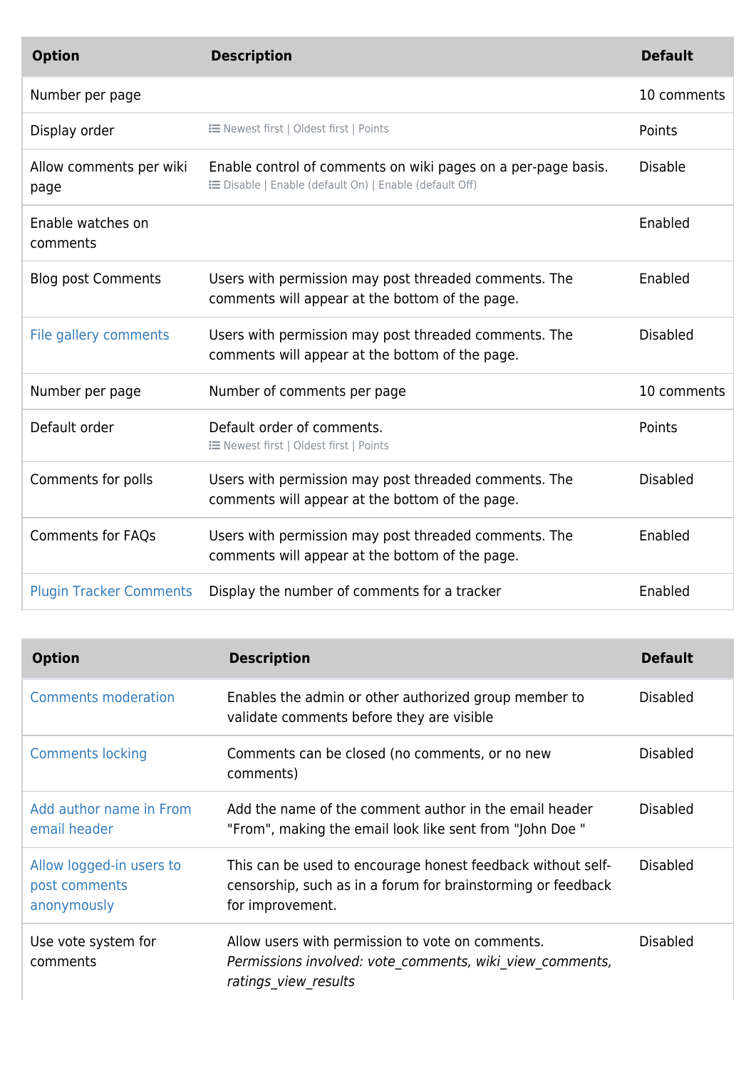| Option | Description | Default |
| --- | --- | --- |
| Number per page | | 10 comments |
| Display order | Newest first \| Oldest first \| Points | Points |
| Allow comments per wiki page | Enable control of comments on wiki pages on a per-page basis. Disable \| Enable (default On) \| Enable (default Off) | Disable |
| Enable watches on comments | | Enabled |
| Blog post Comments | Users with permission may post threaded comments. The comments will appear at the bottom of the page. | Enabled |
| File gallery comments | Users with permission may post threaded comments. The comments will appear at the bottom of the page. | Disabled |
| Number per page | Number of comments per page | 10 comments |
| Default order | Default order of comments. Newest first \| Oldest first \| Points | Points |
| Comments for polls | Users with permission may post threaded comments. The comments will appear at the bottom of the page. | Disabled |
| Comments for FAQs | Users with permission may post threaded comments. The comments will appear at the bottom of the page. | Enabled |
| Plugin Tracker Comments | Display the number of comments for a tracker | Enabled |

| Option | Description | Default |
| --- | --- | --- |
| Comments moderation | Enables the admin or other authorized group member to validate comments before they are visible | Disabled |
| Comments locking | Comments can be closed (no comments, or no new comments) | Disabled |
| Add author name in From email header | Add the name of the comment author in the email header "From", making the email look like sent from "John Doe " | Disabled |
| Allow logged-in users to post comments anonymously | This can be used to encourage honest feedback without self-censorship, such as in a forum for brainstorming or feedback for improvement. | Disabled |
| Use vote system for comments | Allow users with permission to vote on comments. *Permissions involved: vote_comments, wiki_view_comments, ratings_view_results* | Disabled |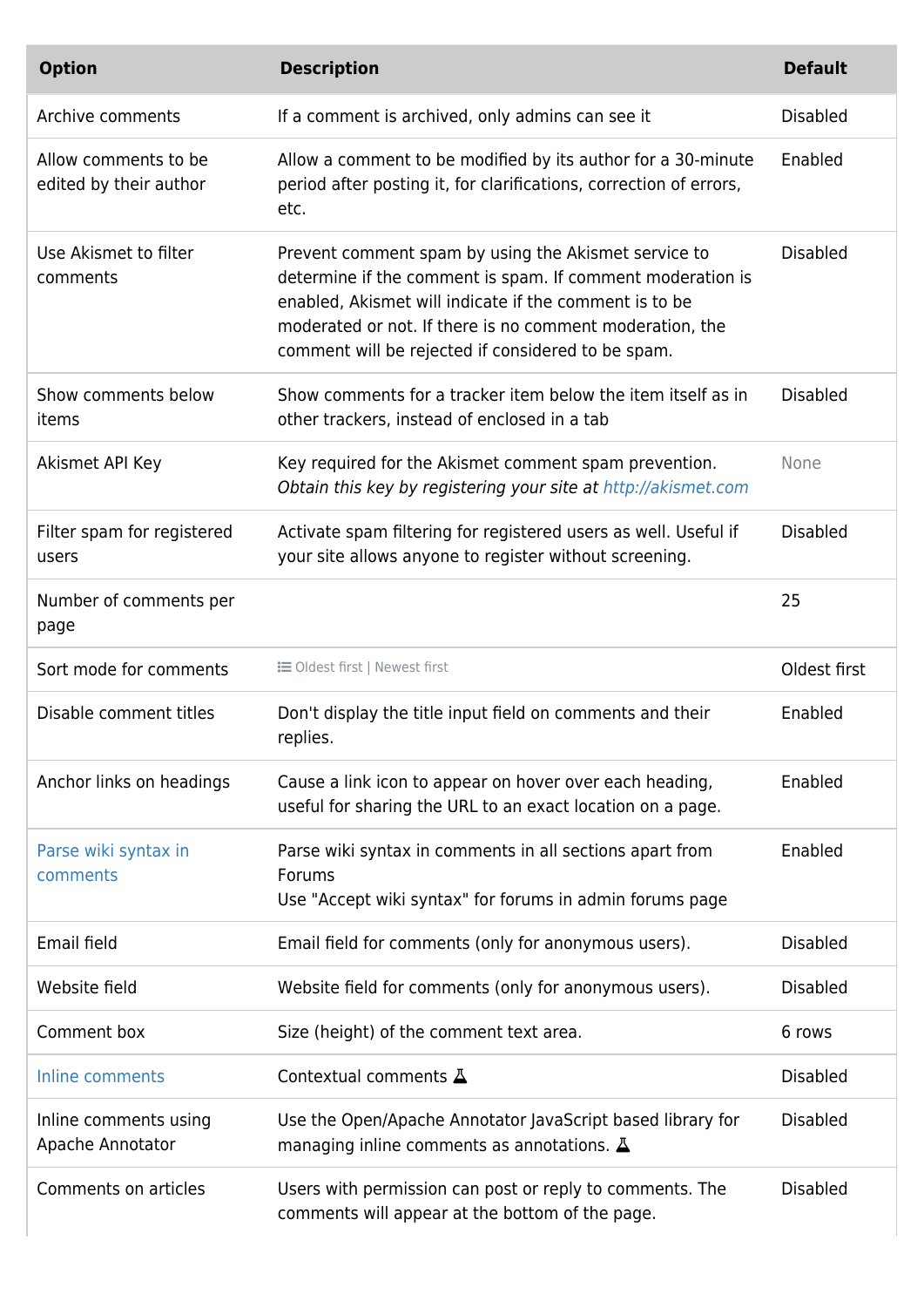| Option | Description | Default |
| --- | --- | --- |
| Archive comments | If a comment is archived, only admins can see it | Disabled |
| Allow comments to be edited by their author | Allow a comment to be modified by its author for a 30-minute period after posting it, for clarifications, correction of errors, etc. | Enabled |
| Use Akismet to filter comments | Prevent comment spam by using the Akismet service to determine if the comment is spam. If comment moderation is enabled, Akismet will indicate if the comment is to be moderated or not. If there is no comment moderation, the comment will be rejected if considered to be spam. | Disabled |
| Show comments below items | Show comments for a tracker item below the item itself as in other trackers, instead of enclosed in a tab | Disabled |
| Akismet API Key | Key required for the Akismet comment spam prevention. *Obtain this key by registering your site at http://akismet.com* | None |
| Filter spam for registered users | Activate spam filtering for registered users as well. Useful if your site allows anyone to register without screening. | Disabled |
| Number of comments per page | | 25 |
| Sort mode for comments | Oldest first \| Newest first | Oldest first |
| Disable comment titles | Don't display the title input field on comments and their replies. | Enabled |
| Anchor links on headings | Cause a link icon to appear on hover over each heading, useful for sharing the URL to an exact location on a page. | Enabled |
| Parse wiki syntax in comments | Parse wiki syntax in comments in all sections apart from Forums<br>Use "Accept wiki syntax" for forums in admin forums page | Enabled |
| Email field | Email field for comments (only for anonymous users). | Disabled |
| Website field | Website field for comments (only for anonymous users). | Disabled |
| Comment box | Size (height) of the comment text area. | 6 rows |
| Inline comments | Contextual comments | Disabled |
| Inline comments using Apache Annotator | Use the Open/Apache Annotator JavaScript based library for managing inline comments as annotations. | Disabled |
| Comments on articles | Users with permission can post or reply to comments. The comments will appear at the bottom of the page. | Disabled |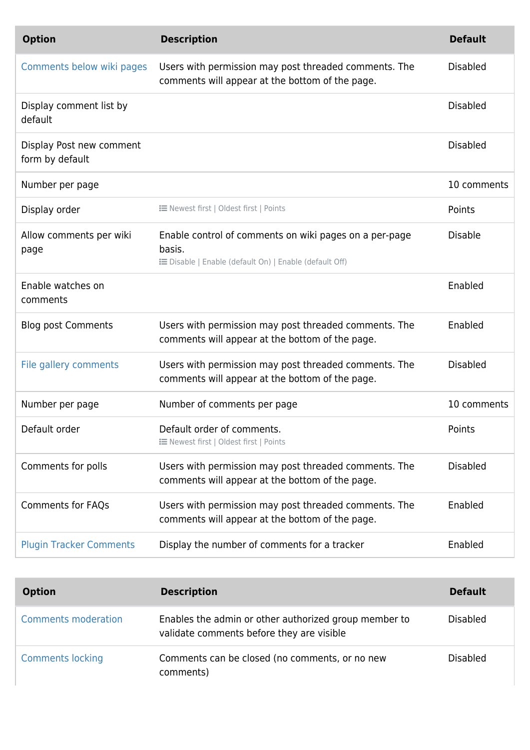| Option | Description | Default |
| --- | --- | --- |
| Comments below wiki pages | Users with permission may post threaded comments. The comments will appear at the bottom of the page. | Disabled |
| Display comment list by default | | Disabled |
| Display Post new comment form by default | | Disabled |
| Number per page | | 10 comments |
| Display order | Newest first \| Oldest first \| Points | Points |
| Allow comments per wiki page | Enable control of comments on wiki pages on a per-page basis. Disable \| Enable (default On) \| Enable (default Off) | Disable |
| Enable watches on comments | | Enabled |
| Blog post Comments | Users with permission may post threaded comments. The comments will appear at the bottom of the page. | Enabled |
| File gallery comments | Users with permission may post threaded comments. The comments will appear at the bottom of the page. | Disabled |
| Number per page | Number of comments per page | 10 comments |
| Default order | Default order of comments. Newest first \| Oldest first \| Points | Points |
| Comments for polls | Users with permission may post threaded comments. The comments will appear at the bottom of the page. | Disabled |
| Comments for FAQs | Users with permission may post threaded comments. The comments will appear at the bottom of the page. | Enabled |
| Plugin Tracker Comments | Display the number of comments for a tracker | Enabled |

| Option | Description | Default |
| --- | --- | --- |
| Comments moderation | Enables the admin or other authorized group member to validate comments before they are visible | Disabled |
| Comments locking | Comments can be closed (no comments, or no new comments) | Disabled |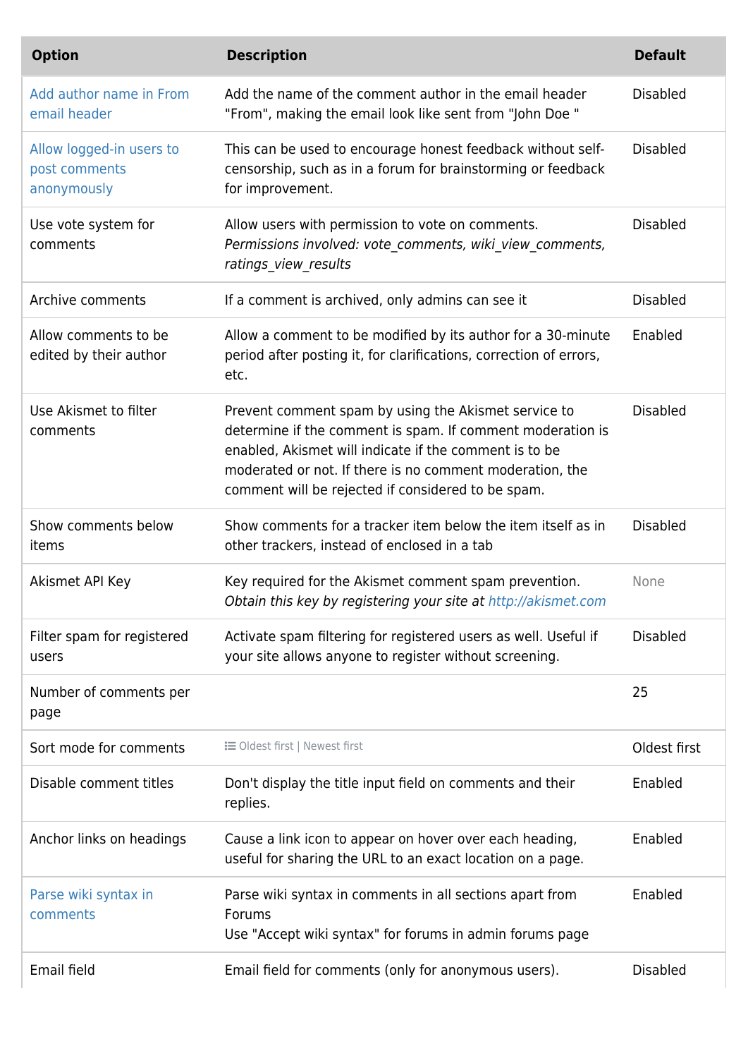| Option | Description | Default |
|---|---|---|
| Add author name in From email header | Add the name of the comment author in the email header "From", making the email look like sent from "John Doe " | Disabled |
| Allow logged-in users to post comments anonymously | This can be used to encourage honest feedback without self-censorship, such as in a forum for brainstorming or feedback for improvement. | Disabled |
| Use vote system for comments | Allow users with permission to vote on comments. *Permissions involved: vote_comments, wiki_view_comments, ratings_view_results* | Disabled |
| Archive comments | If a comment is archived, only admins can see it | Disabled |
| Allow comments to be edited by their author | Allow a comment to be modified by its author for a 30-minute period after posting it, for clarifications, correction of errors, etc. | Enabled |
| Use Akismet to filter comments | Prevent comment spam by using the Akismet service to determine if the comment is spam. If comment moderation is enabled, Akismet will indicate if the comment is to be moderated or not. If there is no comment moderation, the comment will be rejected if considered to be spam. | Disabled |
| Show comments below items | Show comments for a tracker item below the item itself as in other trackers, instead of enclosed in a tab | Disabled |
| Akismet API Key | Key required for the Akismet comment spam prevention. *Obtain this key by registering your site at http://akismet.com* | None |
| Filter spam for registered users | Activate spam filtering for registered users as well. Useful if your site allows anyone to register without screening. | Disabled |
| Number of comments per page | | 25 |
| Sort mode for comments | Oldest first \| Newest first | Oldest first |
| Disable comment titles | Don't display the title input field on comments and their replies. | Enabled |
| Anchor links on headings | Cause a link icon to appear on hover over each heading, useful for sharing the URL to an exact location on a page. | Enabled |
| Parse wiki syntax in comments | Parse wiki syntax in comments in all sections apart from Forums<br>Use "Accept wiki syntax" for forums in admin forums page | Enabled |
| Email field | Email field for comments (only for anonymous users). | Disabled |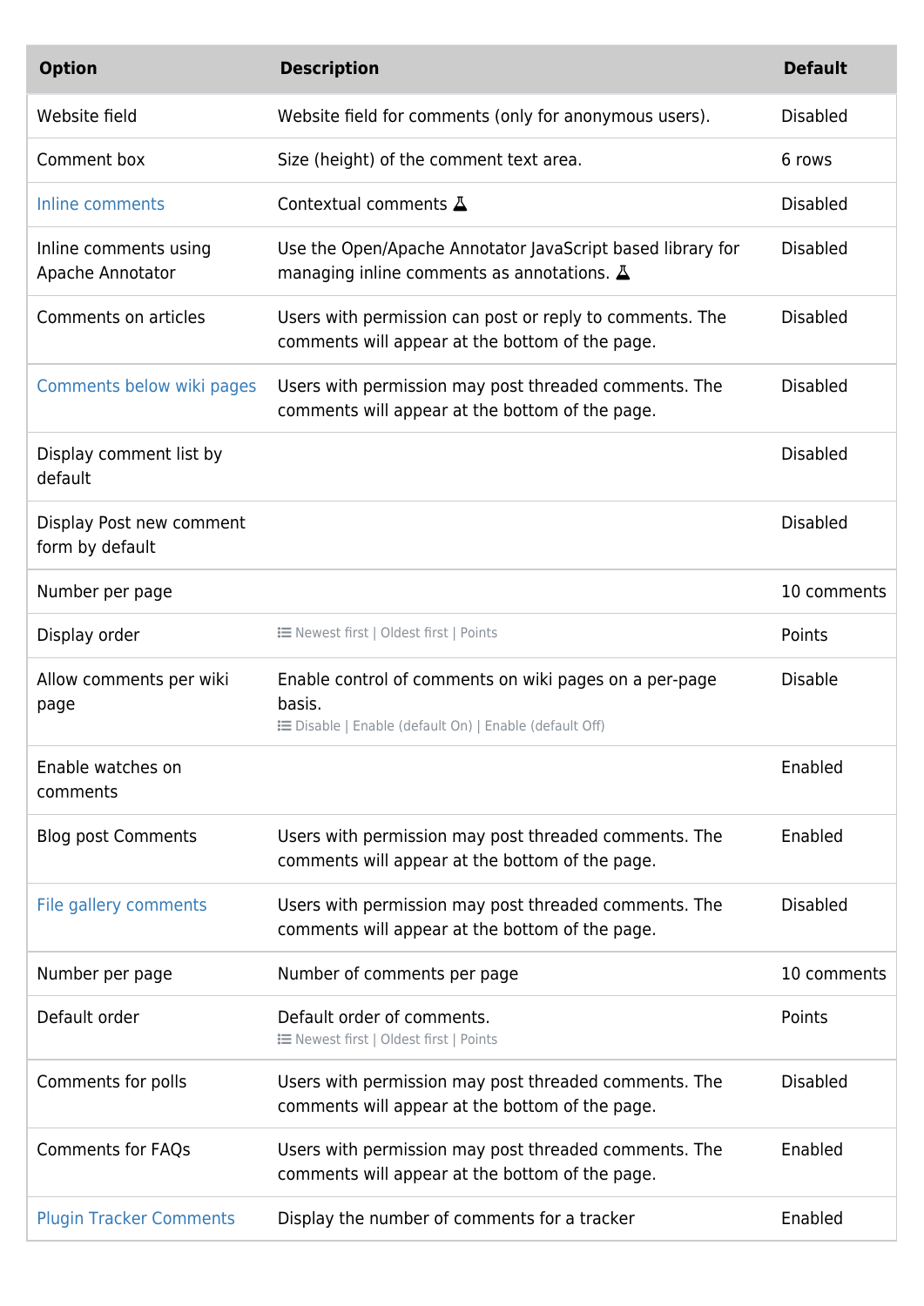| Option | Description | Default |
| --- | --- | --- |
| Website field | Website field for comments (only for anonymous users). | Disabled |
| Comment box | Size (height) of the comment text area. | 6 rows |
| Inline comments | Contextual comments ⚗ | Disabled |
| Inline comments using Apache Annotator | Use the Open/Apache Annotator JavaScript based library for managing inline comments as annotations. ⚗ | Disabled |
| Comments on articles | Users with permission can post or reply to comments. The comments will appear at the bottom of the page. | Disabled |
| Comments below wiki pages | Users with permission may post threaded comments. The comments will appear at the bottom of the page. | Disabled |
| Display comment list by default | | Disabled |
| Display Post new comment form by default | | Disabled |
| Number per page | | 10 comments |
| Display order | Newest first \| Oldest first \| Points | Points |
| Allow comments per wiki page | Enable control of comments on wiki pages on a per-page basis.<br>Disable \| Enable (default On) \| Enable (default Off) | Disable |
| Enable watches on comments | | Enabled |
| Blog post Comments | Users with permission may post threaded comments. The comments will appear at the bottom of the page. | Enabled |
| File gallery comments | Users with permission may post threaded comments. The comments will appear at the bottom of the page. | Disabled |
| Number per page | Number of comments per page | 10 comments |
| Default order | Default order of comments.<br>Newest first \| Oldest first \| Points | Points |
| Comments for polls | Users with permission may post threaded comments. The comments will appear at the bottom of the page. | Disabled |
| Comments for FAQs | Users with permission may post threaded comments. The comments will appear at the bottom of the page. | Enabled |
| Plugin Tracker Comments | Display the number of comments for a tracker | Enabled |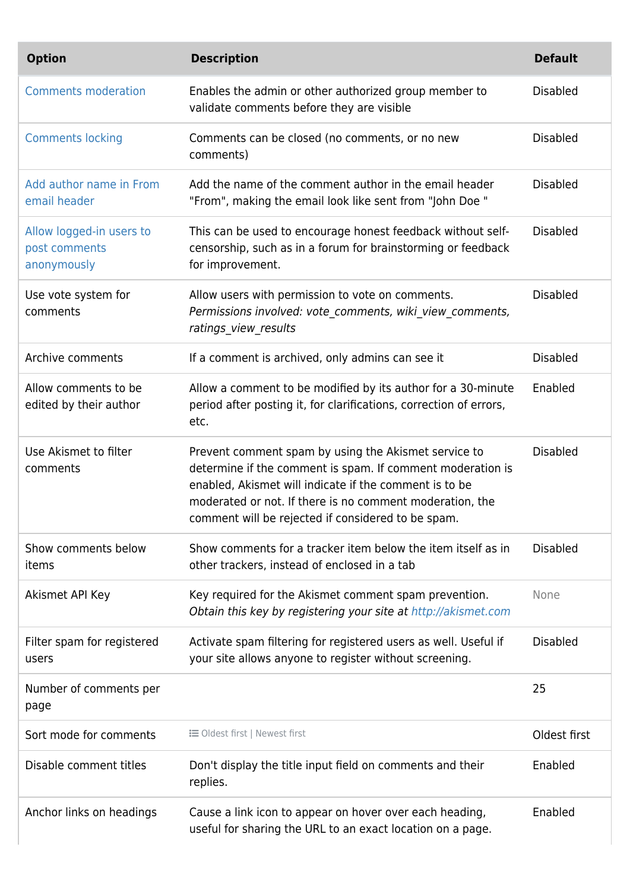| Option | Description | Default |
|---|---|---|
| Comments moderation | Enables the admin or other authorized group member to validate comments before they are visible | Disabled |
| Comments locking | Comments can be closed (no comments, or no new comments) | Disabled |
| Add author name in From email header | Add the name of the comment author in the email header "From", making the email look like sent from "John Doe " | Disabled |
| Allow logged-in users to post comments anonymously | This can be used to encourage honest feedback without self-censorship, such as in a forum for brainstorming or feedback for improvement. | Disabled |
| Use vote system for comments | Allow users with permission to vote on comments. *Permissions involved: vote_comments, wiki_view_comments, ratings_view_results* | Disabled |
| Archive comments | If a comment is archived, only admins can see it | Disabled |
| Allow comments to be edited by their author | Allow a comment to be modified by its author for a 30-minute period after posting it, for clarifications, correction of errors, etc. | Enabled |
| Use Akismet to filter comments | Prevent comment spam by using the Akismet service to determine if the comment is spam. If comment moderation is enabled, Akismet will indicate if the comment is to be moderated or not. If there is no comment moderation, the comment will be rejected if considered to be spam. | Disabled |
| Show comments below items | Show comments for a tracker item below the item itself as in other trackers, instead of enclosed in a tab | Disabled |
| Akismet API Key | Key required for the Akismet comment spam prevention. *Obtain this key by registering your site at http://akismet.com* | None |
| Filter spam for registered users | Activate spam filtering for registered users as well. Useful if your site allows anyone to register without screening. | Disabled |
| Number of comments per page | | 25 |
| Sort mode for comments | Oldest first \| Newest first | Oldest first |
| Disable comment titles | Don't display the title input field on comments and their replies. | Enabled |
| Anchor links on headings | Cause a link icon to appear on hover over each heading, useful for sharing the URL to an exact location on a page. | Enabled |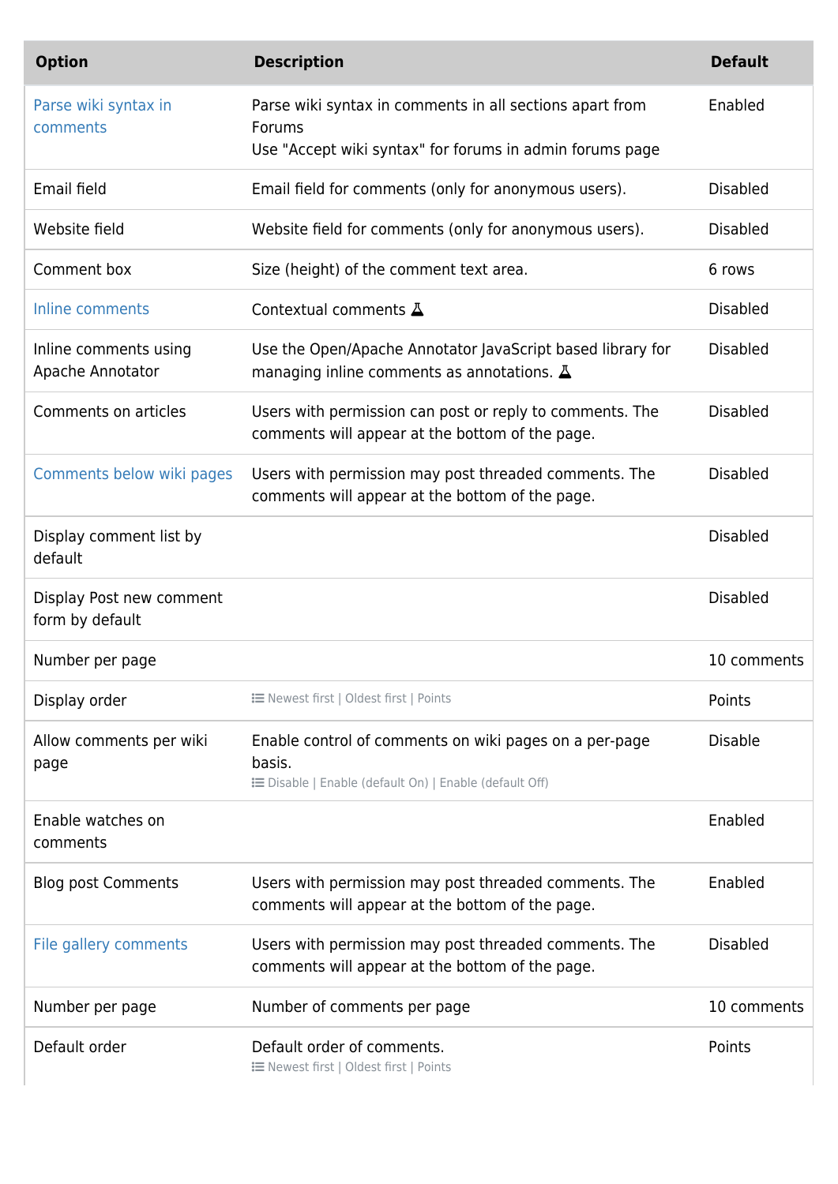| Option | Description | Default |
| --- | --- | --- |
| Parse wiki syntax in comments | Parse wiki syntax in comments in all sections apart from Forums<br>Use "Accept wiki syntax" for forums in admin forums page | Enabled |
| Email field | Email field for comments (only for anonymous users). | Disabled |
| Website field | Website field for comments (only for anonymous users). | Disabled |
| Comment box | Size (height) of the comment text area. | 6 rows |
| Inline comments | Contextual comments ⚗ | Disabled |
| Inline comments using Apache Annotator | Use the Open/Apache Annotator JavaScript based library for managing inline comments as annotations. ⚗ | Disabled |
| Comments on articles | Users with permission can post or reply to comments. The comments will appear at the bottom of the page. | Disabled |
| Comments below wiki pages | Users with permission may post threaded comments. The comments will appear at the bottom of the page. | Disabled |
| Display comment list by default | | Disabled |
| Display Post new comment form by default | | Disabled |
| Number per page | | 10 comments |
| Display order | Newest first \| Oldest first \| Points | Points |
| Allow comments per wiki page | Enable control of comments on wiki pages on a per-page basis.<br>Disable \| Enable (default On) \| Enable (default Off) | Disable |
| Enable watches on comments | | Enabled |
| Blog post Comments | Users with permission may post threaded comments. The comments will appear at the bottom of the page. | Enabled |
| File gallery comments | Users with permission may post threaded comments. The comments will appear at the bottom of the page. | Disabled |
| Number per page | Number of comments per page | 10 comments |
| Default order | Default order of comments.<br>Newest first \| Oldest first \| Points | Points |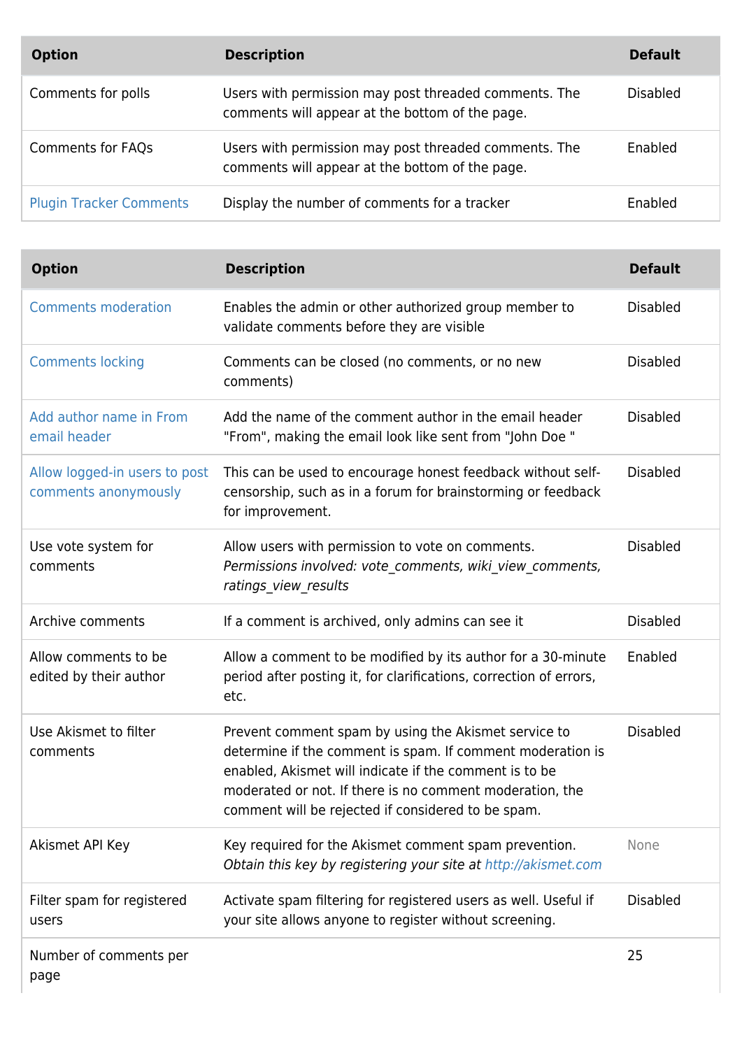| Option | Description | Default |
| --- | --- | --- |
| Comments for polls | Users with permission may post threaded comments. The comments will appear at the bottom of the page. | Disabled |
| Comments for FAQs | Users with permission may post threaded comments. The comments will appear at the bottom of the page. | Enabled |
| Plugin Tracker Comments | Display the number of comments for a tracker | Enabled |

| Option | Description | Default |
| --- | --- | --- |
| Comments moderation | Enables the admin or other authorized group member to validate comments before they are visible | Disabled |
| Comments locking | Comments can be closed (no comments, or no new comments) | Disabled |
| Add author name in From email header | Add the name of the comment author in the email header "From", making the email look like sent from "John Doe " | Disabled |
| Allow logged-in users to post comments anonymously | This can be used to encourage honest feedback without self-censorship, such as in a forum for brainstorming or feedback for improvement. | Disabled |
| Use vote system for comments | Allow users with permission to vote on comments. *Permissions involved: vote_comments, wiki_view_comments, ratings_view_results* | Disabled |
| Archive comments | If a comment is archived, only admins can see it | Disabled |
| Allow comments to be edited by their author | Allow a comment to be modified by its author for a 30-minute period after posting it, for clarifications, correction of errors, etc. | Enabled |
| Use Akismet to filter comments | Prevent comment spam by using the Akismet service to determine if the comment is spam. If comment moderation is enabled, Akismet will indicate if the comment is to be moderated or not. If there is no comment moderation, the comment will be rejected if considered to be spam. | Disabled |
| Akismet API Key | Key required for the Akismet comment spam prevention. *Obtain this key by registering your site at http://akismet.com* | None |
| Filter spam for registered users | Activate spam filtering for registered users as well. Useful if your site allows anyone to register without screening. | Disabled |
| Number of comments per page | | 25 |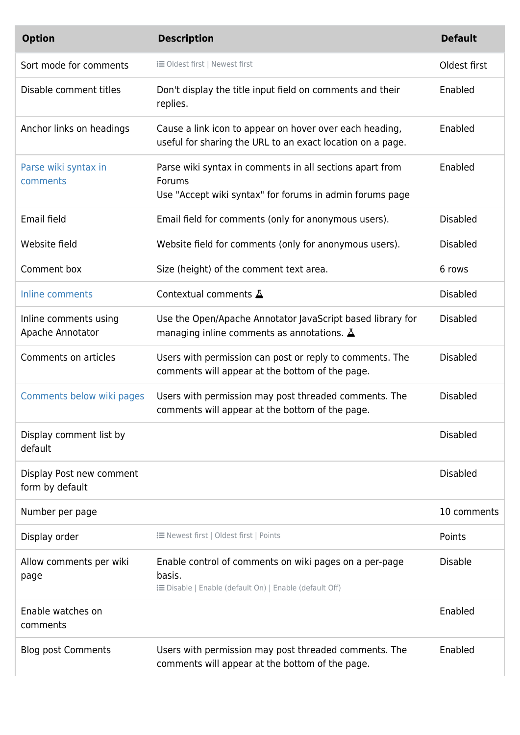| Option | Description | Default |
|---|---|---|
| Sort mode for comments | Oldest first \| Newest first | Oldest first |
| Disable comment titles | Don't display the title input field on comments and their replies. | Enabled |
| Anchor links on headings | Cause a link icon to appear on hover over each heading, useful for sharing the URL to an exact location on a page. | Enabled |
| Parse wiki syntax in comments | Parse wiki syntax in comments in all sections apart from Forums<br>Use "Accept wiki syntax" for forums in admin forums page | Enabled |
| Email field | Email field for comments (only for anonymous users). | Disabled |
| Website field | Website field for comments (only for anonymous users). | Disabled |
| Comment box | Size (height) of the comment text area. | 6 rows |
| Inline comments | Contextual comments | Disabled |
| Inline comments using Apache Annotator | Use the Open/Apache Annotator JavaScript based library for managing inline comments as annotations. | Disabled |
| Comments on articles | Users with permission can post or reply to comments. The comments will appear at the bottom of the page. | Disabled |
| Comments below wiki pages | Users with permission may post threaded comments. The comments will appear at the bottom of the page. | Disabled |
| Display comment list by default | | Disabled |
| Display Post new comment form by default | | Disabled |
| Number per page | | 10 comments |
| Display order | Newest first \| Oldest first \| Points | Points |
| Allow comments per wiki page | Enable control of comments on wiki pages on a per-page basis.<br>Disable \| Enable (default On) \| Enable (default Off) | Disable |
| Enable watches on comments | | Enabled |
| Blog post Comments | Users with permission may post threaded comments. The comments will appear at the bottom of the page. | Enabled |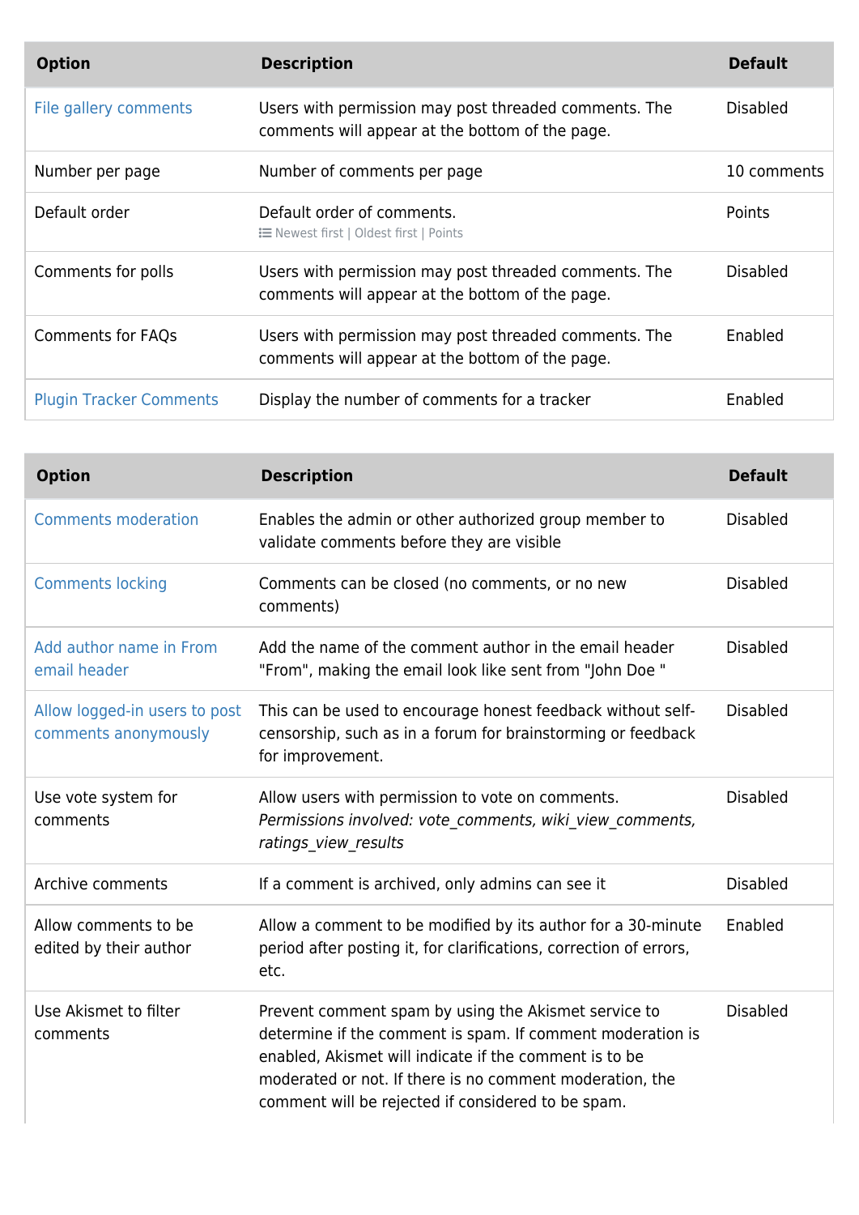| Option | Description | Default |
| --- | --- | --- |
| File gallery comments | Users with permission may post threaded comments. The comments will appear at the bottom of the page. | Disabled |
| Number per page | Number of comments per page | 10 comments |
| Default order | Default order of comments. Newest first \| Oldest first \| Points | Points |
| Comments for polls | Users with permission may post threaded comments. The comments will appear at the bottom of the page. | Disabled |
| Comments for FAQs | Users with permission may post threaded comments. The comments will appear at the bottom of the page. | Enabled |
| Plugin Tracker Comments | Display the number of comments for a tracker | Enabled |

| Option | Description | Default |
| --- | --- | --- |
| Comments moderation | Enables the admin or other authorized group member to validate comments before they are visible | Disabled |
| Comments locking | Comments can be closed (no comments, or no new comments) | Disabled |
| Add author name in From email header | Add the name of the comment author in the email header "From", making the email look like sent from "John Doe " | Disabled |
| Allow logged-in users to post comments anonymously | This can be used to encourage honest feedback without self-censorship, such as in a forum for brainstorming or feedback for improvement. | Disabled |
| Use vote system for comments | Allow users with permission to vote on comments. *Permissions involved: vote_comments, wiki_view_comments, ratings_view_results* | Disabled |
| Archive comments | If a comment is archived, only admins can see it | Disabled |
| Allow comments to be edited by their author | Allow a comment to be modified by its author for a 30-minute period after posting it, for clarifications, correction of errors, etc. | Enabled |
| Use Akismet to filter comments | Prevent comment spam by using the Akismet service to determine if the comment is spam. If comment moderation is enabled, Akismet will indicate if the comment is to be moderated or not. If there is no comment moderation, the comment will be rejected if considered to be spam. | Disabled |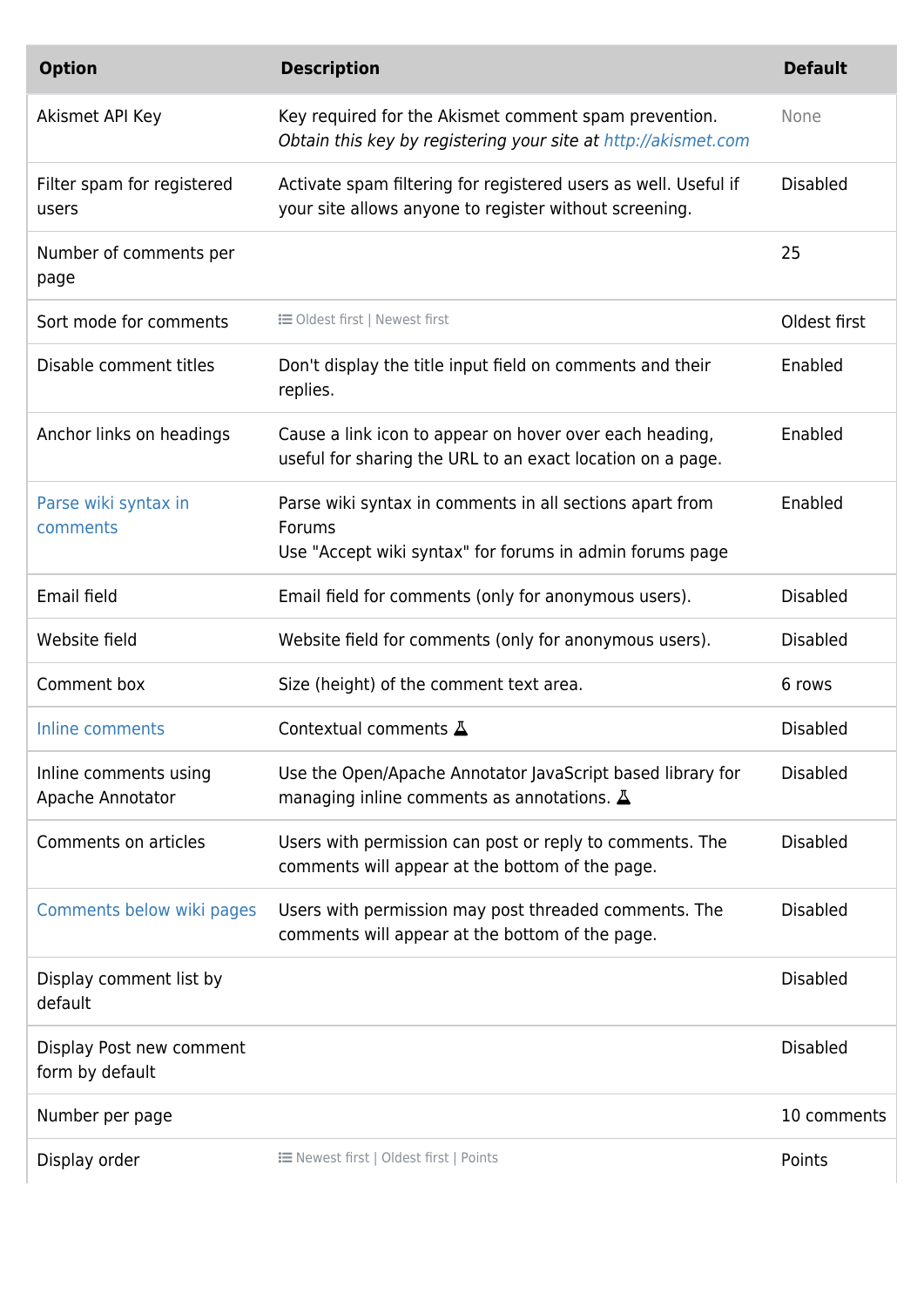| Option | Description | Default |
| --- | --- | --- |
| Akismet API Key | Key required for the Akismet comment spam prevention. *Obtain this key by registering your site at http://akismet.com* | None |
| Filter spam for registered users | Activate spam filtering for registered users as well. Useful if your site allows anyone to register without screening. | Disabled |
| Number of comments per page | | 25 |
| Sort mode for comments | Oldest first \| Newest first | Oldest first |
| Disable comment titles | Don't display the title input field on comments and their replies. | Enabled |
| Anchor links on headings | Cause a link icon to appear on hover over each heading, useful for sharing the URL to an exact location on a page. | Enabled |
| Parse wiki syntax in comments | Parse wiki syntax in comments in all sections apart from Forums<br>Use "Accept wiki syntax" for forums in admin forums page | Enabled |
| Email field | Email field for comments (only for anonymous users). | Disabled |
| Website field | Website field for comments (only for anonymous users). | Disabled |
| Comment box | Size (height) of the comment text area. | 6 rows |
| Inline comments | Contextual comments | Disabled |
| Inline comments using Apache Annotator | Use the Open/Apache Annotator JavaScript based library for managing inline comments as annotations. | Disabled |
| Comments on articles | Users with permission can post or reply to comments. The comments will appear at the bottom of the page. | Disabled |
| Comments below wiki pages | Users with permission may post threaded comments. The comments will appear at the bottom of the page. | Disabled |
| Display comment list by default | | Disabled |
| Display Post new comment form by default | | Disabled |
| Number per page | | 10 comments |
| Display order | Newest first \| Oldest first \| Points | Points |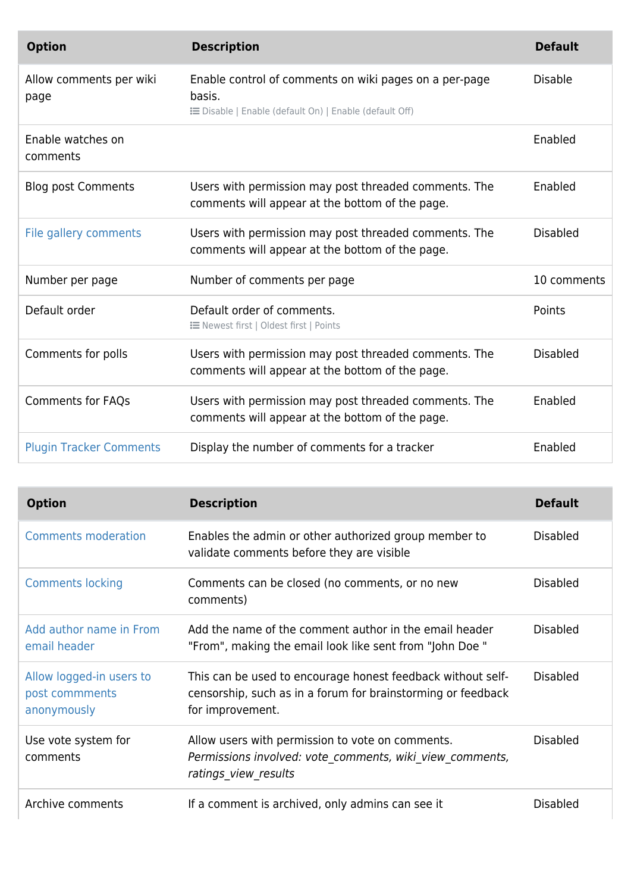| Option | Description | Default |
| --- | --- | --- |
| Allow comments per wiki page | Enable control of comments on wiki pages on a per-page basis. Disable \| Enable (default On) \| Enable (default Off) | Disable |
| Enable watches on comments | | Enabled |
| Blog post Comments | Users with permission may post threaded comments. The comments will appear at the bottom of the page. | Enabled |
| File gallery comments | Users with permission may post threaded comments. The comments will appear at the bottom of the page. | Disabled |
| Number per page | Number of comments per page | 10 comments |
| Default order | Default order of comments. Newest first \| Oldest first \| Points | Points |
| Comments for polls | Users with permission may post threaded comments. The comments will appear at the bottom of the page. | Disabled |
| Comments for FAQs | Users with permission may post threaded comments. The comments will appear at the bottom of the page. | Enabled |
| Plugin Tracker Comments | Display the number of comments for a tracker | Enabled |

| Option | Description | Default |
| --- | --- | --- |
| Comments moderation | Enables the admin or other authorized group member to validate comments before they are visible | Disabled |
| Comments locking | Comments can be closed (no comments, or no new comments) | Disabled |
| Add author name in From email header | Add the name of the comment author in the email header "From", making the email look like sent from "John Doe " | Disabled |
| Allow logged-in users to post commments anonymously | This can be used to encourage honest feedback without self-censorship, such as in a forum for brainstorming or feedback for improvement. | Disabled |
| Use vote system for comments | Allow users with permission to vote on comments. *Permissions involved: vote_comments, wiki_view_comments, ratings_view_results* | Disabled |
| Archive comments | If a comment is archived, only admins can see it | Disabled |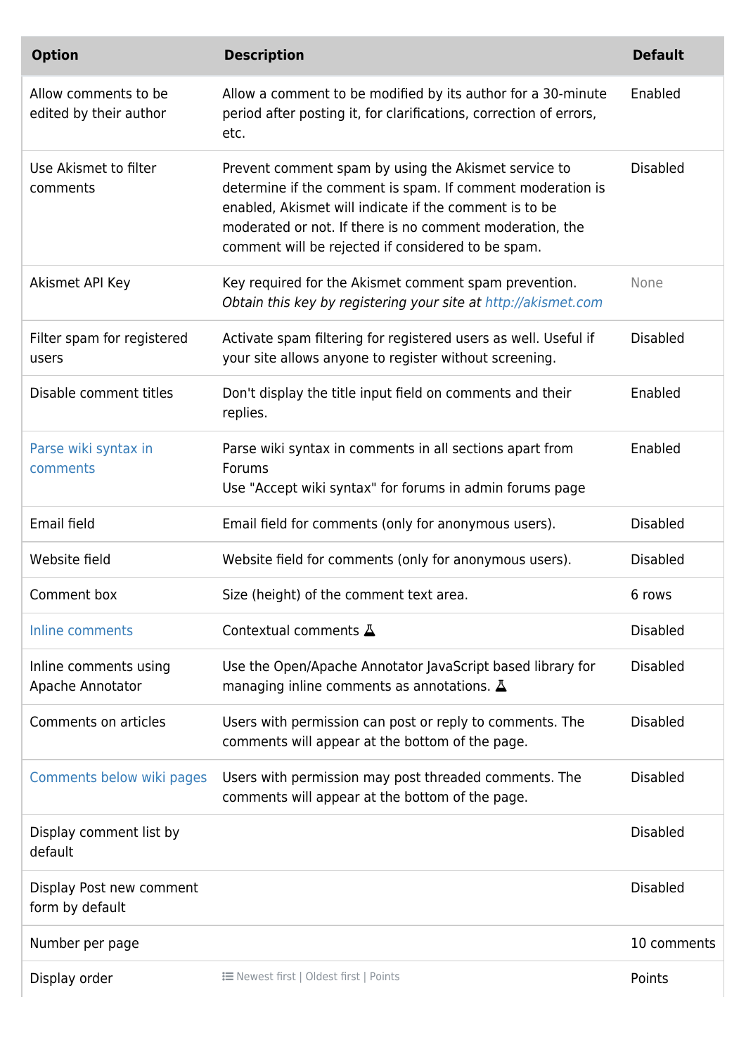| Option | Description | Default |
| --- | --- | --- |
| Allow comments to be edited by their author | Allow a comment to be modified by its author for a 30-minute period after posting it, for clarifications, correction of errors, etc. | Enabled |
| Use Akismet to filter comments | Prevent comment spam by using the Akismet service to determine if the comment is spam. If comment moderation is enabled, Akismet will indicate if the comment is to be moderated or not. If there is no comment moderation, the comment will be rejected if considered to be spam. | Disabled |
| Akismet API Key | Key required for the Akismet comment spam prevention. *Obtain this key by registering your site at http://akismet.com* | None |
| Filter spam for registered users | Activate spam filtering for registered users as well. Useful if your site allows anyone to register without screening. | Disabled |
| Disable comment titles | Don't display the title input field on comments and their replies. | Enabled |
| Parse wiki syntax in comments | Parse wiki syntax in comments in all sections apart from Forums<br>Use "Accept wiki syntax" for forums in admin forums page | Enabled |
| Email field | Email field for comments (only for anonymous users). | Disabled |
| Website field | Website field for comments (only for anonymous users). | Disabled |
| Comment box | Size (height) of the comment text area. | 6 rows |
| Inline comments | Contextual comments | Disabled |
| Inline comments using Apache Annotator | Use the Open/Apache Annotator JavaScript based library for managing inline comments as annotations. | Disabled |
| Comments on articles | Users with permission can post or reply to comments. The comments will appear at the bottom of the page. | Disabled |
| Comments below wiki pages | Users with permission may post threaded comments. The comments will appear at the bottom of the page. | Disabled |
| Display comment list by default | | Disabled |
| Display Post new comment form by default | | Disabled |
| Number per page | | 10 comments |
| Display order | Newest first \| Oldest first \| Points | Points |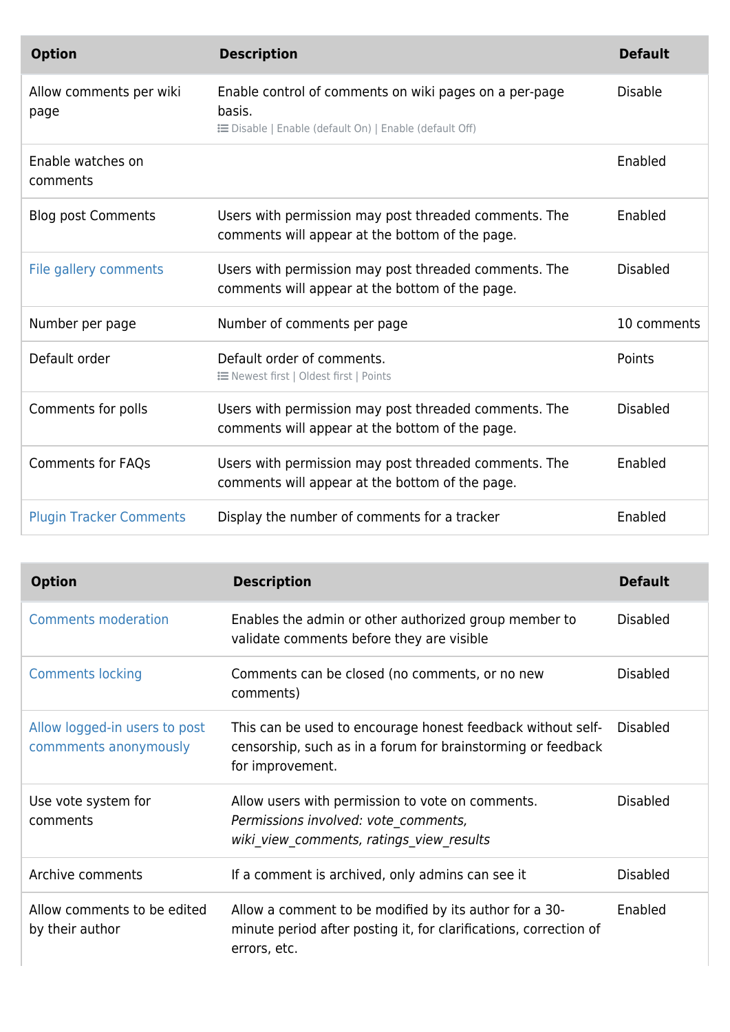| Option | Description | Default |
| --- | --- | --- |
| Allow comments per wiki page | Enable control of comments on wiki pages on a per-page basis. Disable \| Enable (default On) \| Enable (default Off) | Disable |
| Enable watches on comments | | Enabled |
| Blog post Comments | Users with permission may post threaded comments. The comments will appear at the bottom of the page. | Enabled |
| File gallery comments | Users with permission may post threaded comments. The comments will appear at the bottom of the page. | Disabled |
| Number per page | Number of comments per page | 10 comments |
| Default order | Default order of comments. Newest first \| Oldest first \| Points | Points |
| Comments for polls | Users with permission may post threaded comments. The comments will appear at the bottom of the page. | Disabled |
| Comments for FAQs | Users with permission may post threaded comments. The comments will appear at the bottom of the page. | Enabled |
| Plugin Tracker Comments | Display the number of comments for a tracker | Enabled |

| Option | Description | Default |
| --- | --- | --- |
| Comments moderation | Enables the admin or other authorized group member to validate comments before they are visible | Disabled |
| Comments locking | Comments can be closed (no comments, or no new comments) | Disabled |
| Allow logged-in users to post commments anonymously | This can be used to encourage honest feedback without self-censorship, such as in a forum for brainstorming or feedback for improvement. | Disabled |
| Use vote system for comments | Allow users with permission to vote on comments. *Permissions involved: vote_comments, wiki_view_comments, ratings_view_results* | Disabled |
| Archive comments | If a comment is archived, only admins can see it | Disabled |
| Allow comments to be edited by their author | Allow a comment to be modified by its author for a 30-minute period after posting it, for clarifications, correction of errors, etc. | Enabled |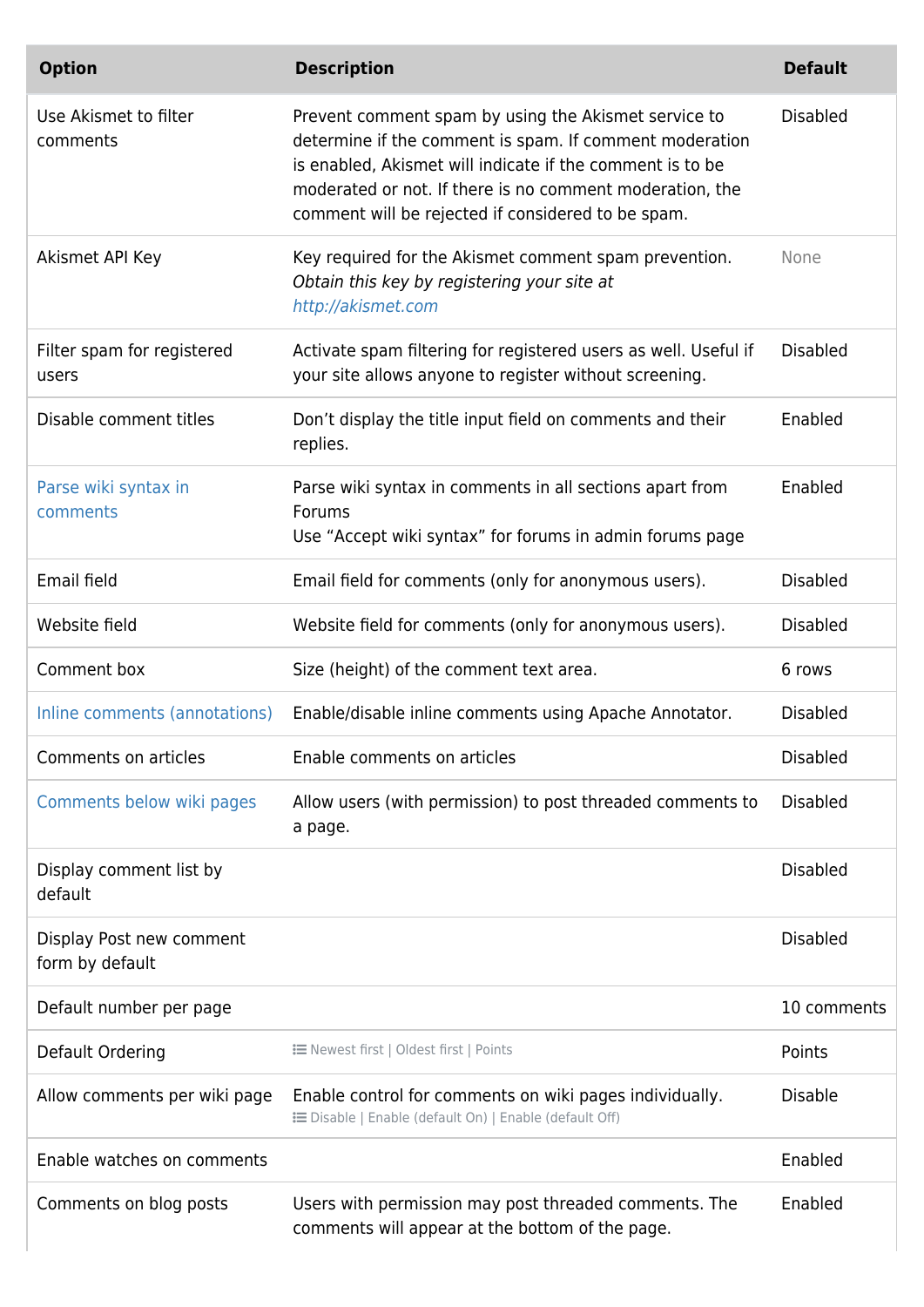| Option | Description | Default |
| --- | --- | --- |
| Use Akismet to filter comments | Prevent comment spam by using the Akismet service to determine if the comment is spam. If comment moderation is enabled, Akismet will indicate if the comment is to be moderated or not. If there is no comment moderation, the comment will be rejected if considered to be spam. | Disabled |
| Akismet API Key | Key required for the Akismet comment spam prevention. *Obtain this key by registering your site at http://akismet.com* | None |
| Filter spam for registered users | Activate spam filtering for registered users as well. Useful if your site allows anyone to register without screening. | Disabled |
| Disable comment titles | Don't display the title input field on comments and their replies. | Enabled |
| Parse wiki syntax in comments | Parse wiki syntax in comments in all sections apart from Forums<br>Use "Accept wiki syntax" for forums in admin forums page | Enabled |
| Email field | Email field for comments (only for anonymous users). | Disabled |
| Website field | Website field for comments (only for anonymous users). | Disabled |
| Comment box | Size (height) of the comment text area. | 6 rows |
| Inline comments (annotations) | Enable/disable inline comments using Apache Annotator. | Disabled |
| Comments on articles | Enable comments on articles | Disabled |
| Comments below wiki pages | Allow users (with permission) to post threaded comments to a page. | Disabled |
| Display comment list by default | | Disabled |
| Display Post new comment form by default | | Disabled |
| Default number per page | | 10 comments |
| Default Ordering | Newest first \| Oldest first \| Points | Points |
| Allow comments per wiki page | Enable control for comments on wiki pages individually.<br>Disable \| Enable (default On) \| Enable (default Off) | Disable |
| Enable watches on comments | | Enabled |
| Comments on blog posts | Users with permission may post threaded comments. The comments will appear at the bottom of the page. | Enabled |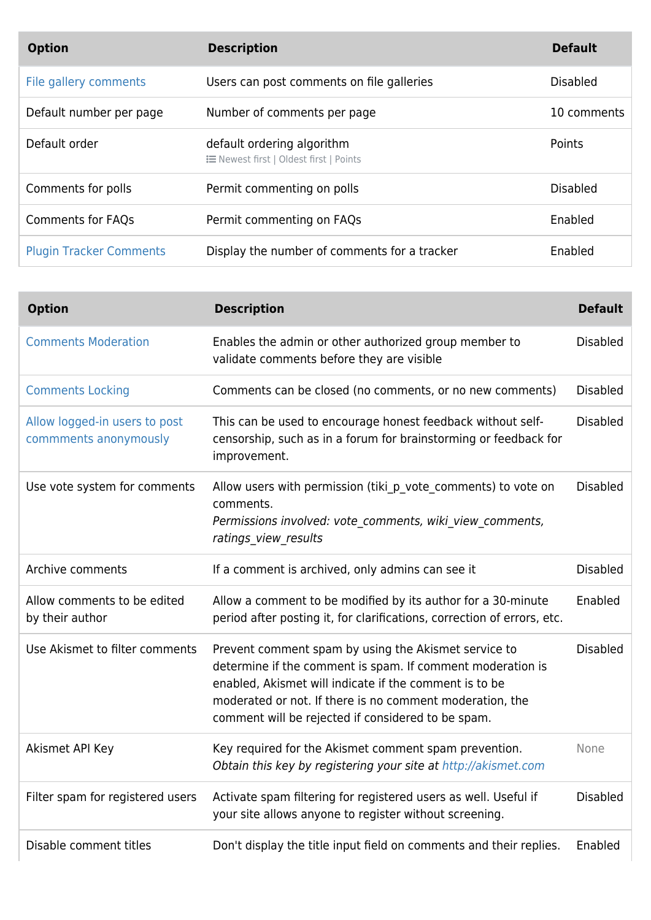| Option | Description | Default |
| --- | --- | --- |
| File gallery comments | Users can post comments on file galleries | Disabled |
| Default number per page | Number of comments per page | 10 comments |
| Default order | default ordering algorithm<br>Newest first \| Oldest first \| Points | Points |
| Comments for polls | Permit commenting on polls | Disabled |
| Comments for FAQs | Permit commenting on FAQs | Enabled |
| Plugin Tracker Comments | Display the number of comments for a tracker | Enabled |

| Option | Description | Default |
| --- | --- | --- |
| Comments Moderation | Enables the admin or other authorized group member to validate comments before they are visible | Disabled |
| Comments Locking | Comments can be closed (no comments, or no new comments) | Disabled |
| Allow logged-in users to post commments anonymously | This can be used to encourage honest feedback without self-censorship, such as in a forum for brainstorming or feedback for improvement. | Disabled |
| Use vote system for comments | Allow users with permission (tiki_p_vote_comments) to vote on comments.<br>*Permissions involved: vote_comments, wiki_view_comments, ratings_view_results* | Disabled |
| Archive comments | If a comment is archived, only admins can see it | Disabled |
| Allow comments to be edited by their author | Allow a comment to be modified by its author for a 30-minute period after posting it, for clarifications, correction of errors, etc. | Enabled |
| Use Akismet to filter comments | Prevent comment spam by using the Akismet service to determine if the comment is spam. If comment moderation is enabled, Akismet will indicate if the comment is to be moderated or not. If there is no comment moderation, the comment will be rejected if considered to be spam. | Disabled |
| Akismet API Key | Key required for the Akismet comment spam prevention.<br>*Obtain this key by registering your site at http://akismet.com* | None |
| Filter spam for registered users | Activate spam filtering for registered users as well. Useful if your site allows anyone to register without screening. | Disabled |
| Disable comment titles | Don't display the title input field on comments and their replies. | Enabled |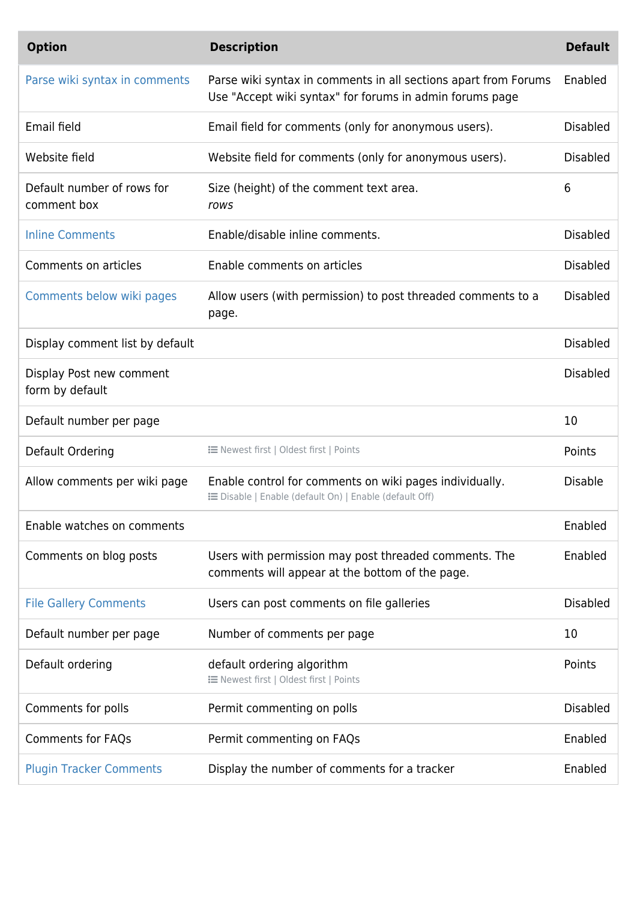| Option | Description | Default |
| --- | --- | --- |
| Parse wiki syntax in comments | Parse wiki syntax in comments in all sections apart from Forums Use "Accept wiki syntax" for forums in admin forums page | Enabled |
| Email field | Email field for comments (only for anonymous users). | Disabled |
| Website field | Website field for comments (only for anonymous users). | Disabled |
| Default number of rows for comment box | Size (height) of the comment text area. *rows* | 6 |
| Inline Comments | Enable/disable inline comments. | Disabled |
| Comments on articles | Enable comments on articles | Disabled |
| Comments below wiki pages | Allow users (with permission) to post threaded comments to a page. | Disabled |
| Display comment list by default | | Disabled |
| Display Post new comment form by default | | Disabled |
| Default number per page | | 10 |
| Default Ordering | Newest first \| Oldest first \| Points | Points |
| Allow comments per wiki page | Enable control for comments on wiki pages individually. Disable \| Enable (default On) \| Enable (default Off) | Disable |
| Enable watches on comments | | Enabled |
| Comments on blog posts | Users with permission may post threaded comments. The comments will appear at the bottom of the page. | Enabled |
| File Gallery Comments | Users can post comments on file galleries | Disabled |
| Default number per page | Number of comments per page | 10 |
| Default ordering | default ordering algorithm Newest first \| Oldest first \| Points | Points |
| Comments for polls | Permit commenting on polls | Disabled |
| Comments for FAQs | Permit commenting on FAQs | Enabled |
| Plugin Tracker Comments | Display the number of comments for a tracker | Enabled |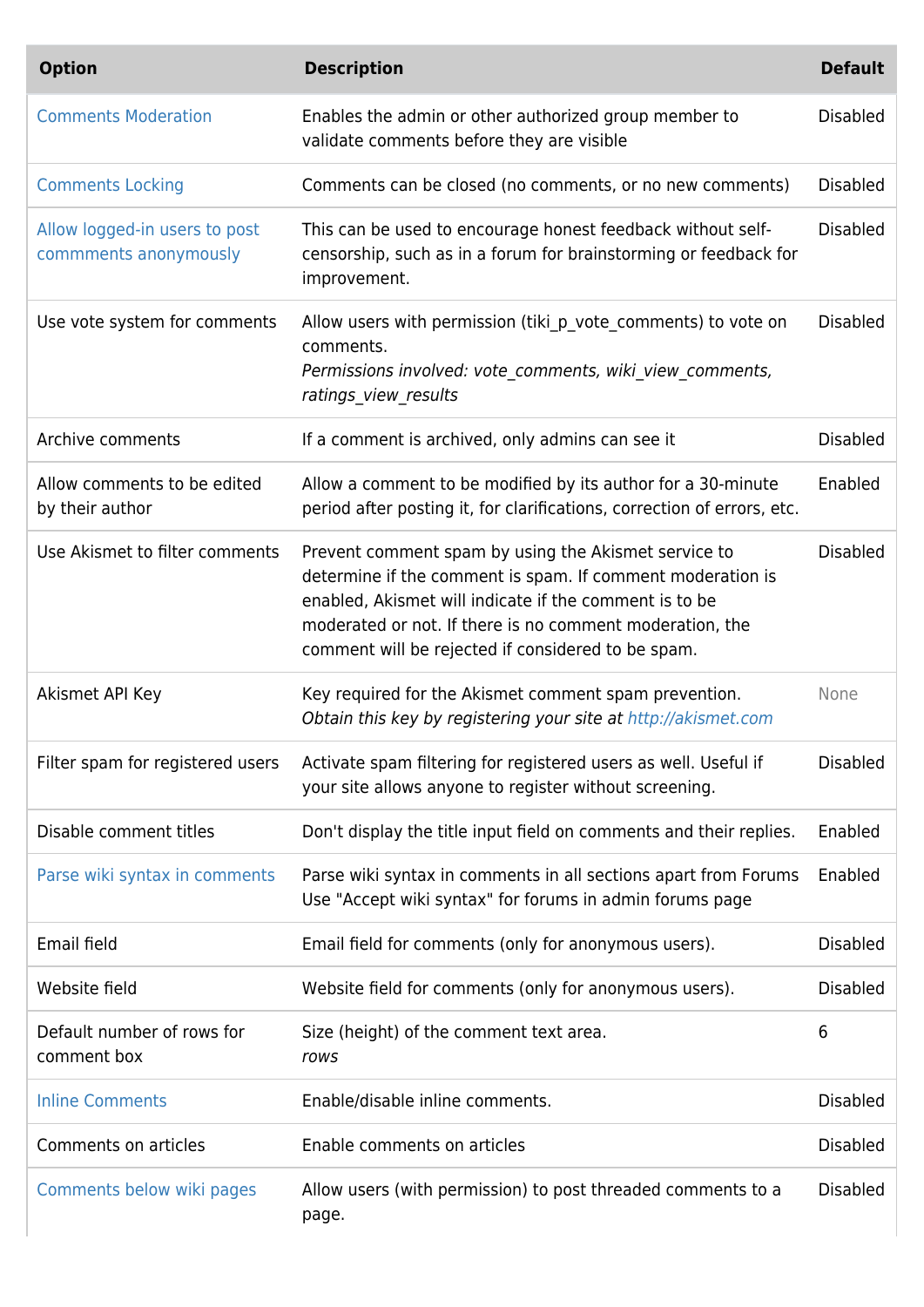| Option | Description | Default |
| --- | --- | --- |
| Comments Moderation | Enables the admin or other authorized group member to validate comments before they are visible | Disabled |
| Comments Locking | Comments can be closed (no comments, or no new comments) | Disabled |
| Allow logged-in users to post commments anonymously | This can be used to encourage honest feedback without self-censorship, such as in a forum for brainstorming or feedback for improvement. | Disabled |
| Use vote system for comments | Allow users with permission (tiki_p_vote_comments) to vote on comments.<br>*Permissions involved: vote_comments, wiki_view_comments, ratings_view_results* | Disabled |
| Archive comments | If a comment is archived, only admins can see it | Disabled |
| Allow comments to be edited by their author | Allow a comment to be modified by its author for a 30-minute period after posting it, for clarifications, correction of errors, etc. | Enabled |
| Use Akismet to filter comments | Prevent comment spam by using the Akismet service to determine if the comment is spam. If comment moderation is enabled, Akismet will indicate if the comment is to be moderated or not. If there is no comment moderation, the comment will be rejected if considered to be spam. | Disabled |
| Akismet API Key | Key required for the Akismet comment spam prevention.<br>*Obtain this key by registering your site at http://akismet.com* | None |
| Filter spam for registered users | Activate spam filtering for registered users as well. Useful if your site allows anyone to register without screening. | Disabled |
| Disable comment titles | Don't display the title input field on comments and their replies. | Enabled |
| Parse wiki syntax in comments | Parse wiki syntax in comments in all sections apart from Forums<br>Use "Accept wiki syntax" for forums in admin forums page | Enabled |
| Email field | Email field for comments (only for anonymous users). | Disabled |
| Website field | Website field for comments (only for anonymous users). | Disabled |
| Default number of rows for comment box | Size (height) of the comment text area.<br>*rows* | 6 |
| Inline Comments | Enable/disable inline comments. | Disabled |
| Comments on articles | Enable comments on articles | Disabled |
| Comments below wiki pages | Allow users (with permission) to post threaded comments to a page. | Disabled |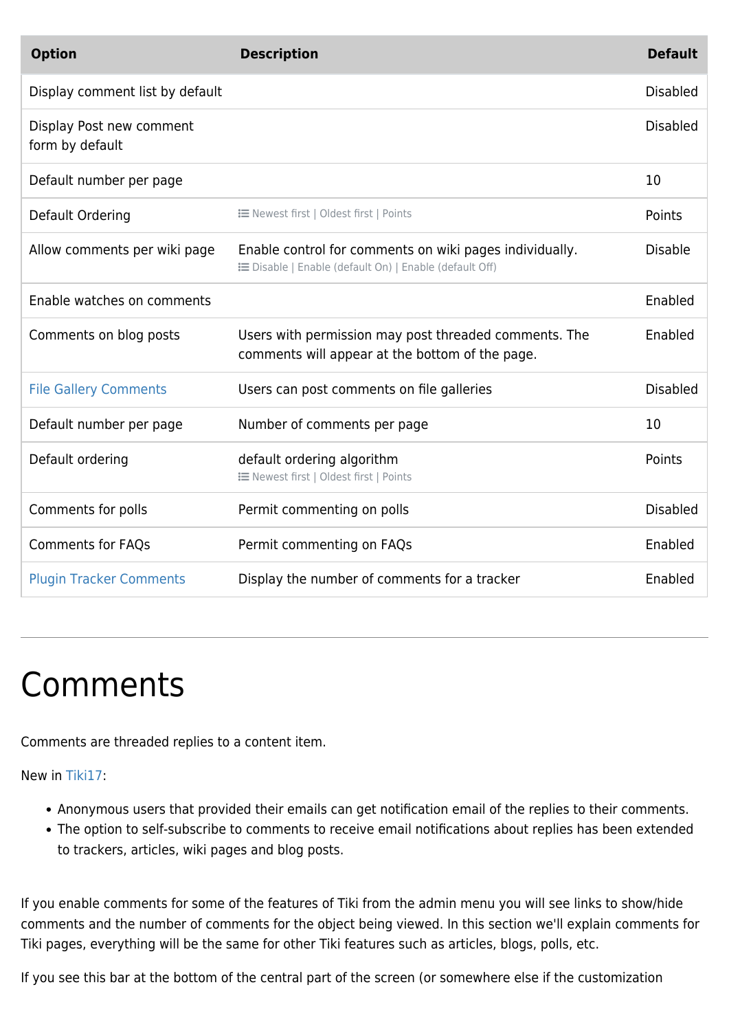| Option | Description | Default |
| --- | --- | --- |
| Display comment list by default | | Disabled |
| Display Post new comment form by default | | Disabled |
| Default number per page | | 10 |
| Default Ordering | Newest first \| Oldest first \| Points | Points |
| Allow comments per wiki page | Enable control for comments on wiki pages individually. Disable \| Enable (default On) \| Enable (default Off) | Disable |
| Enable watches on comments | | Enabled |
| Comments on blog posts | Users with permission may post threaded comments. The comments will appear at the bottom of the page. | Enabled |
| File Gallery Comments | Users can post comments on file galleries | Disabled |
| Default number per page | Number of comments per page | 10 |
| Default ordering | default ordering algorithm Newest first \| Oldest first \| Points | Points |
| Comments for polls | Permit commenting on polls | Disabled |
| Comments for FAQs | Permit commenting on FAQs | Enabled |
| Plugin Tracker Comments | Display the number of comments for a tracker | Enabled |

---

# Comments

Comments are threaded replies to a content item.

New in Tiki17:

- Anonymous users that provided their emails can get notification email of the replies to their comments.
- The option to self-subscribe to comments to receive email notifications about replies has been extended to trackers, articles, wiki pages and blog posts.

If you enable comments for some of the features of Tiki from the admin menu you will see links to show/hide comments and the number of comments for the object being viewed. In this section we'll explain comments for Tiki pages, everything will be the same for other Tiki features such as articles, blogs, polls, etc.

If you see this bar at the bottom of the central part of the screen (or somewhere else if the customization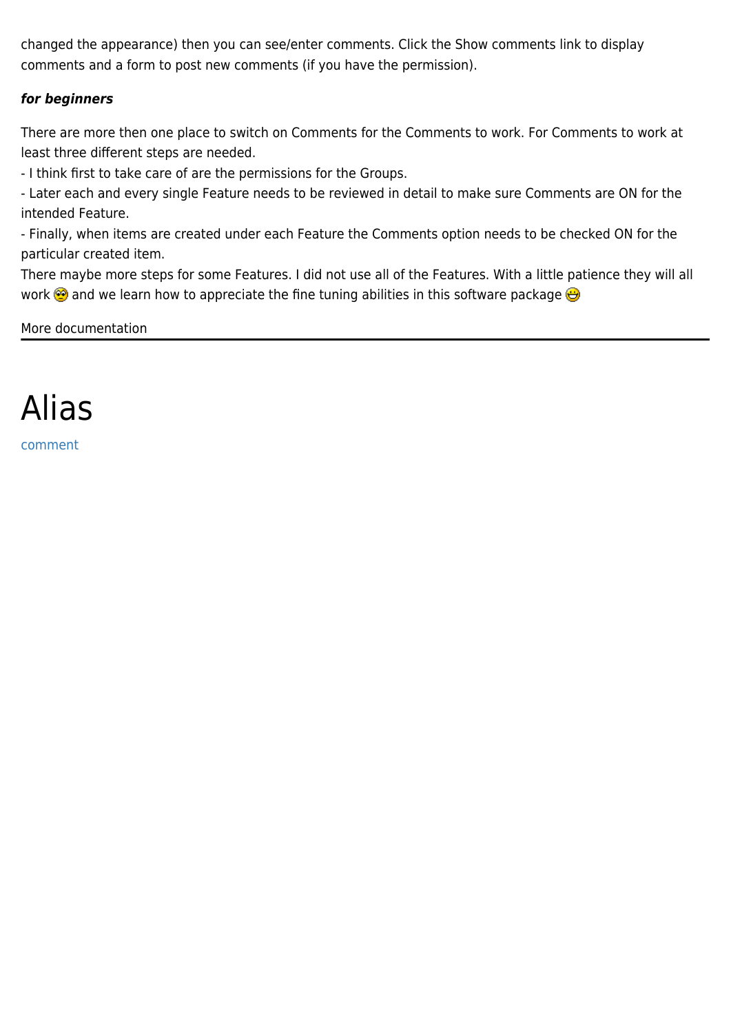changed the appearance) then you can see/enter comments. Click the Show comments link to display comments and a form to post new comments (if you have the permission).

***for beginners***

There are more then one place to switch on Comments for the Comments to work. For Comments to work at least three different steps are needed.
- I think first to take care of are the permissions for the Groups.
- Later each and every single Feature needs to be reviewed in detail to make sure Comments are ON for the intended Feature.
- Finally, when items are created under each Feature the Comments option needs to be checked ON for the particular created item.
There maybe more steps for some Features. I did not use all of the Features. With a little patience they will all work and we learn how to appreciate the fine tuning abilities in this software package

More documentation

---

# Alias

comment